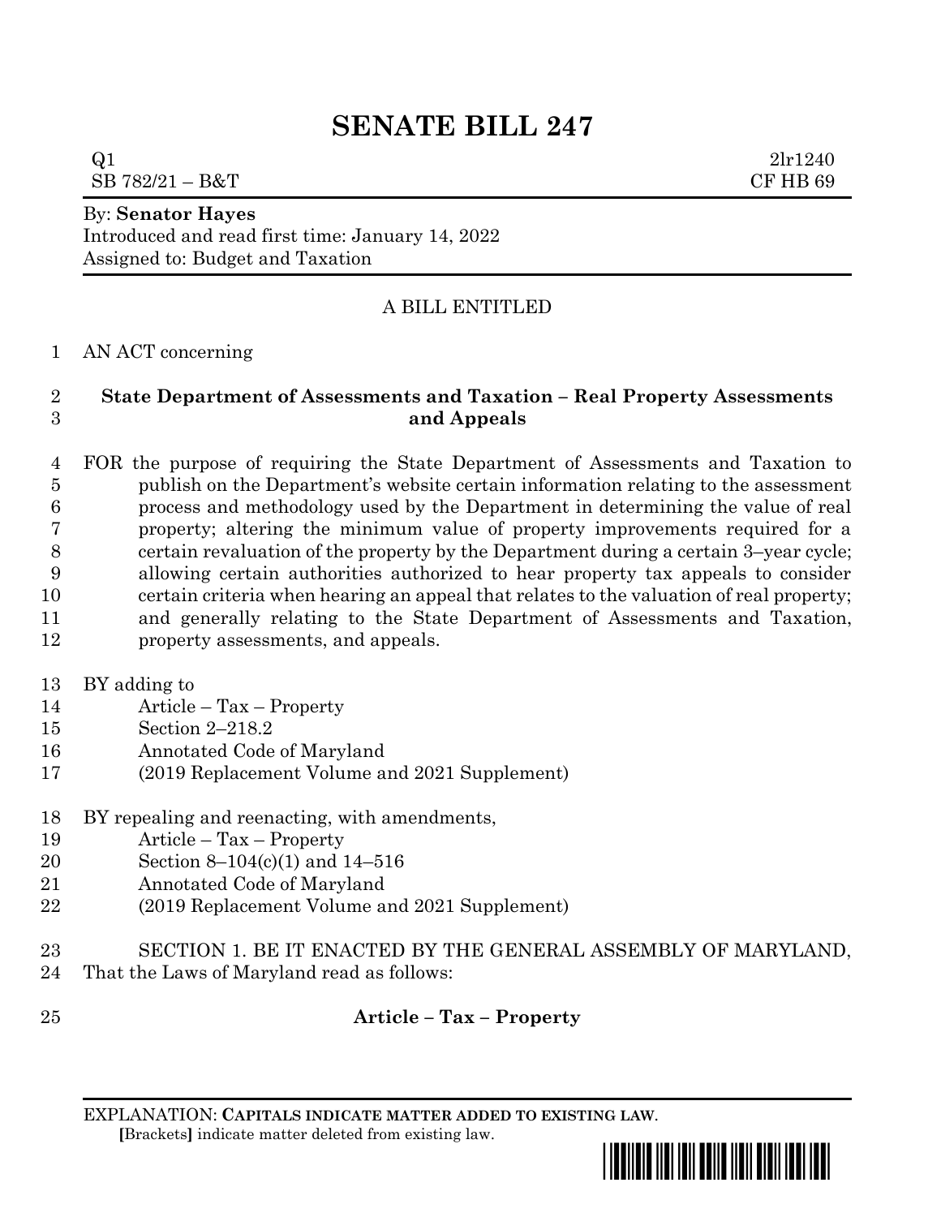# SENATE BILL 247

Q1 2lr1240
SB 782/21 – B&T CF HB 69

By: **Senator Hayes**
Introduced and read first time: January 14, 2022
Assigned to: Budget and Taxation

A BILL ENTITLED

AN ACT concerning

**State Department of Assessments and Taxation – Real Property Assessments and Appeals**

FOR the purpose of requiring the State Department of Assessments and Taxation to publish on the Department's website certain information relating to the assessment process and methodology used by the Department in determining the value of real property; altering the minimum value of property improvements required for a certain revaluation of the property by the Department during a certain 3–year cycle; allowing certain authorities authorized to hear property tax appeals to consider certain criteria when hearing an appeal that relates to the valuation of real property; and generally relating to the State Department of Assessments and Taxation, property assessments, and appeals.

BY adding to
Article – Tax – Property
Section 2–218.2
Annotated Code of Maryland
(2019 Replacement Volume and 2021 Supplement)

BY repealing and reenacting, with amendments,
Article – Tax – Property
Section 8–104(c)(1) and 14–516
Annotated Code of Maryland
(2019 Replacement Volume and 2021 Supplement)

SECTION 1. BE IT ENACTED BY THE GENERAL ASSEMBLY OF MARYLAND, That the Laws of Maryland read as follows:

**Article – Tax – Property**

EXPLANATION: **CAPITALS INDICATE MATTER ADDED TO EXISTING LAW.**
**[**Brackets**]** indicate matter deleted from existing law.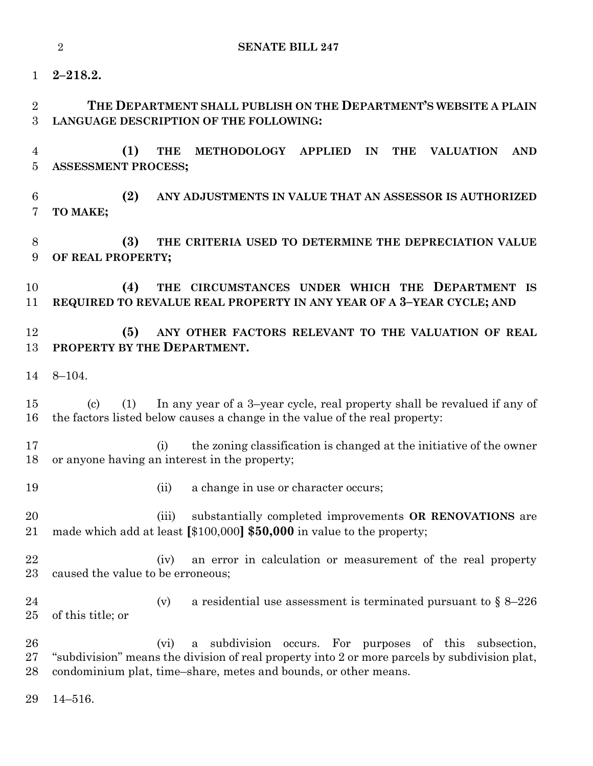**2–218.2.**

**THE DEPARTMENT SHALL PUBLISH ON THE DEPARTMENT'S WEBSITE A PLAIN LANGUAGE DESCRIPTION OF THE FOLLOWING:**

**(1) THE METHODOLOGY APPLIED IN THE VALUATION AND ASSESSMENT PROCESS;**

**(2) ANY ADJUSTMENTS IN VALUE THAT AN ASSESSOR IS AUTHORIZED TO MAKE;**

**(3) THE CRITERIA USED TO DETERMINE THE DEPRECIATION VALUE OF REAL PROPERTY;**

**(4) THE CIRCUMSTANCES UNDER WHICH THE DEPARTMENT IS REQUIRED TO REVALUE REAL PROPERTY IN ANY YEAR OF A 3–YEAR CYCLE; AND**

**(5) ANY OTHER FACTORS RELEVANT TO THE VALUATION OF REAL PROPERTY BY THE DEPARTMENT.**

8–104.

(c) (1) In any year of a 3–year cycle, real property shall be revalued if any of the factors listed below causes a change in the value of the real property:

(i) the zoning classification is changed at the initiative of the owner or anyone having an interest in the property;

(ii) a change in use or character occurs;

(iii) substantially completed improvements **OR RENOVATIONS** are made which add at least **[**$100,000**]** **$50,000** in value to the property;

(iv) an error in calculation or measurement of the real property caused the value to be erroneous;

(v) a residential use assessment is terminated pursuant to § 8–226 of this title; or

(vi) a subdivision occurs. For purposes of this subsection, "subdivision" means the division of real property into 2 or more parcels by subdivision plat, condominium plat, time–share, metes and bounds, or other means.

14–516.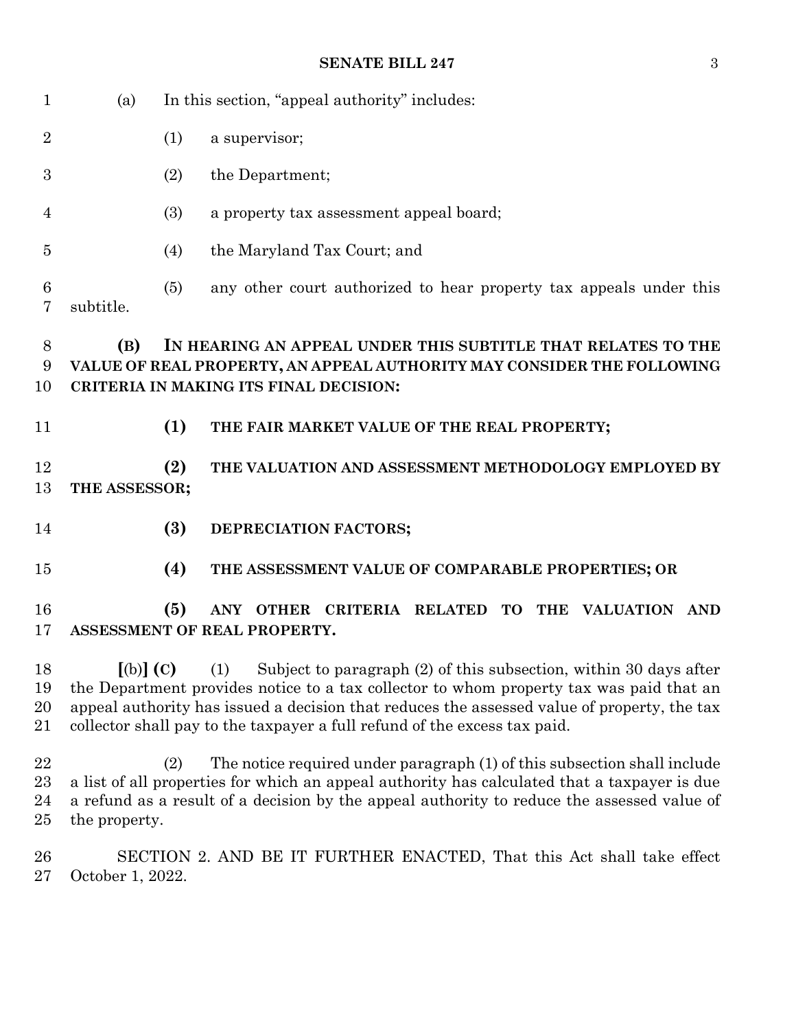(a) In this section, "appeal authority" includes:

(1) a supervisor;

(2) the Department;

(3) a property tax assessment appeal board;

(4) the Maryland Tax Court; and

(5) any other court authorized to hear property tax appeals under this subtitle.

**(B) IN HEARING AN APPEAL UNDER THIS SUBTITLE THAT RELATES TO THE VALUE OF REAL PROPERTY, AN APPEAL AUTHORITY MAY CONSIDER THE FOLLOWING CRITERIA IN MAKING ITS FINAL DECISION:**

**(1) THE FAIR MARKET VALUE OF THE REAL PROPERTY;**

**(2) THE VALUATION AND ASSESSMENT METHODOLOGY EMPLOYED BY THE ASSESSOR;**

**(3) DEPRECIATION FACTORS;**

**(4) THE ASSESSMENT VALUE OF COMPARABLE PROPERTIES; OR**

**(5) ANY OTHER CRITERIA RELATED TO THE VALUATION AND ASSESSMENT OF REAL PROPERTY.**

**[**(b)**] (C)** (1) Subject to paragraph (2) of this subsection, within 30 days after the Department provides notice to a tax collector to whom property tax was paid that an appeal authority has issued a decision that reduces the assessed value of property, the tax collector shall pay to the taxpayer a full refund of the excess tax paid.

(2) The notice required under paragraph (1) of this subsection shall include a list of all properties for which an appeal authority has calculated that a taxpayer is due a refund as a result of a decision by the appeal authority to reduce the assessed value of the property.

SECTION 2. AND BE IT FURTHER ENACTED, That this Act shall take effect October 1, 2022.